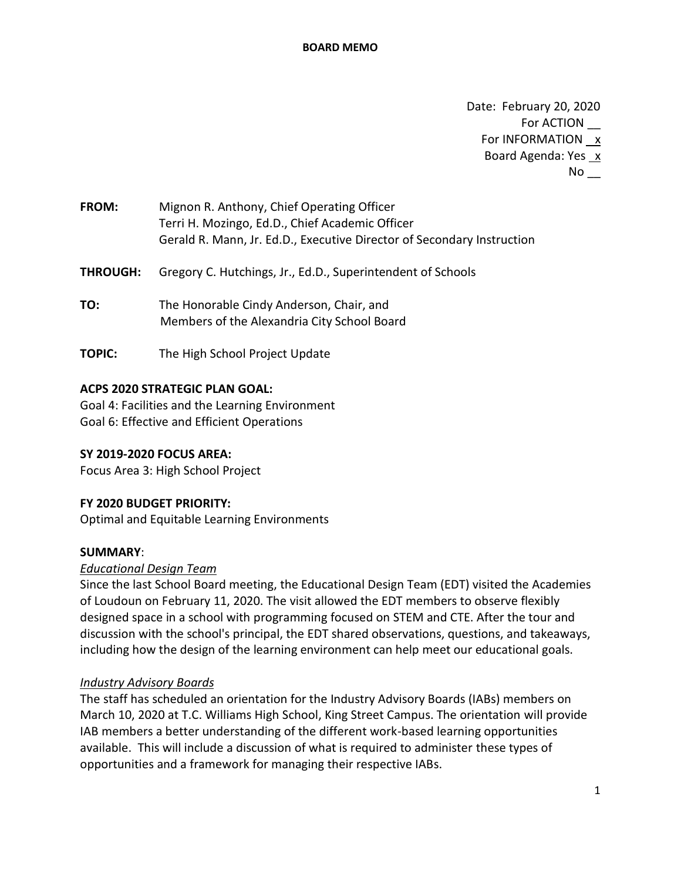**BOARD MEMO**

Date: February 20, 2020
For ACTION __
For INFORMATION _x
Board Agenda: Yes _x
No __

**FROM:** Mignon R. Anthony, Chief Operating Officer
Terri H. Mozingo, Ed.D., Chief Academic Officer
Gerald R. Mann, Jr. Ed.D., Executive Director of Secondary Instruction

**THROUGH:** Gregory C. Hutchings, Jr., Ed.D., Superintendent of Schools

**TO:** The Honorable Cindy Anderson, Chair, and
Members of the Alexandria City School Board

**TOPIC:** The High School Project Update

**ACPS 2020 STRATEGIC PLAN GOAL:**
Goal 4: Facilities and the Learning Environment
Goal 6: Effective and Efficient Operations

**SY 2019-2020 FOCUS AREA:**
Focus Area 3: High School Project

**FY 2020 BUDGET PRIORITY:**
Optimal and Equitable Learning Environments

**SUMMARY**:

*Educational Design Team*

Since the last School Board meeting, the Educational Design Team (EDT) visited the Academies of Loudoun on February 11, 2020. The visit allowed the EDT members to observe flexibly designed space in a school with programming focused on STEM and CTE. After the tour and discussion with the school's principal, the EDT shared observations, questions, and takeaways, including how the design of the learning environment can help meet our educational goals.

*Industry Advisory Boards*

The staff has scheduled an orientation for the Industry Advisory Boards (IABs) members on March 10, 2020 at T.C. Williams High School, King Street Campus. The orientation will provide IAB members a better understanding of the different work-based learning opportunities available. This will include a discussion of what is required to administer these types of opportunities and a framework for managing their respective IABs.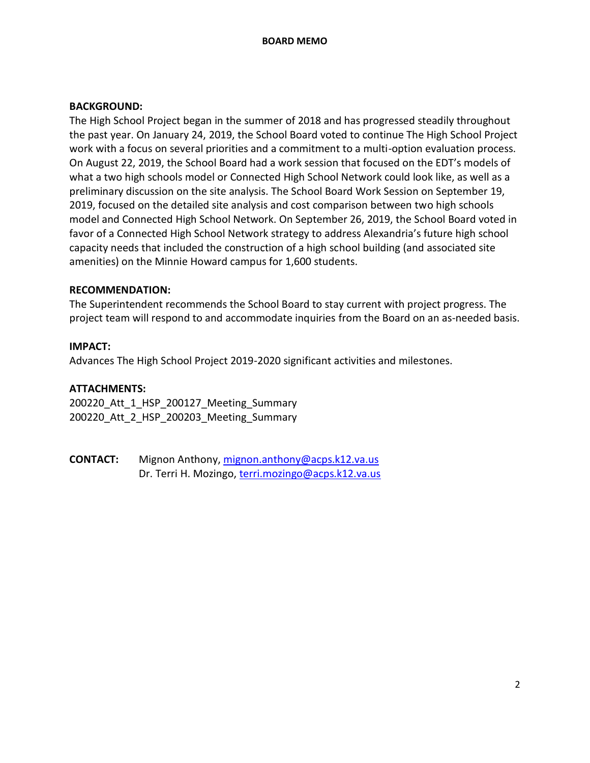**BOARD MEMO**

**BACKGROUND:**

The High School Project began in the summer of 2018 and has progressed steadily throughout the past year. On January 24, 2019, the School Board voted to continue The High School Project work with a focus on several priorities and a commitment to a multi-option evaluation process. On August 22, 2019, the School Board had a work session that focused on the EDT's models of what a two high schools model or Connected High School Network could look like, as well as a preliminary discussion on the site analysis. The School Board Work Session on September 19, 2019, focused on the detailed site analysis and cost comparison between two high schools model and Connected High School Network. On September 26, 2019, the School Board voted in favor of a Connected High School Network strategy to address Alexandria's future high school capacity needs that included the construction of a high school building (and associated site amenities) on the Minnie Howard campus for 1,600 students.

**RECOMMENDATION:**

The Superintendent recommends the School Board to stay current with project progress. The project team will respond to and accommodate inquiries from the Board on an as-needed basis.

**IMPACT:**

Advances The High School Project 2019-2020 significant activities and milestones.

**ATTACHMENTS:**

200220_Att_1_HSP_200127_Meeting_Summary
200220_Att_2_HSP_200203_Meeting_Summary

**CONTACT:** Mignon Anthony, mignon.anthony@acps.k12.va.us
Dr. Terri H. Mozingo, terri.mozingo@acps.k12.va.us